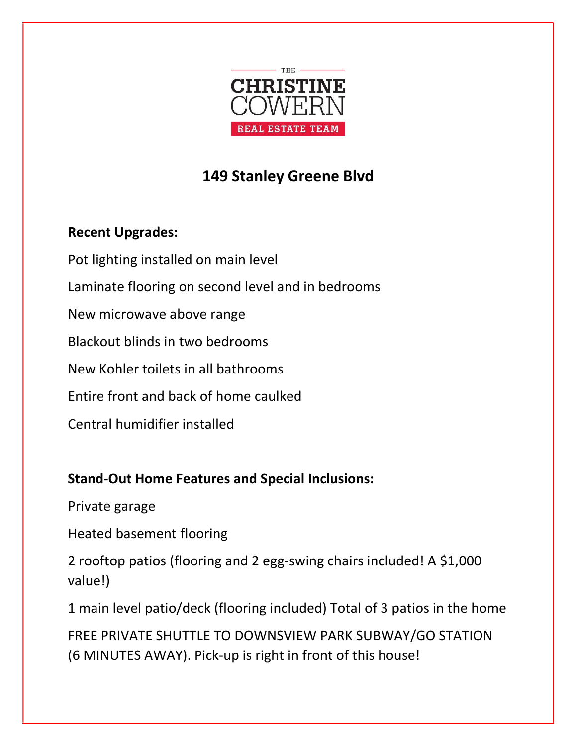THE

**CHRISTINE COWERN**

REAL ESTATE TEAM

# 149 Stanley Greene Blvd

**Recent Upgrades:**

Pot lighting installed on main level

Laminate flooring on second level and in bedrooms

New microwave above range

Blackout blinds in two bedrooms

New Kohler toilets in all bathrooms

Entire front and back of home caulked

Central humidifier installed

**Stand-Out Home Features and Special Inclusions:**

Private garage

Heated basement flooring

2 rooftop patios (flooring and 2 egg-swing chairs included! A $1,000 value!)

1 main level patio/deck (flooring included) Total of 3 patios in the home

FREE PRIVATE SHUTTLE TO DOWNSVIEW PARK SUBWAY/GO STATION (6 MINUTES AWAY). Pick-up is right in front of this house!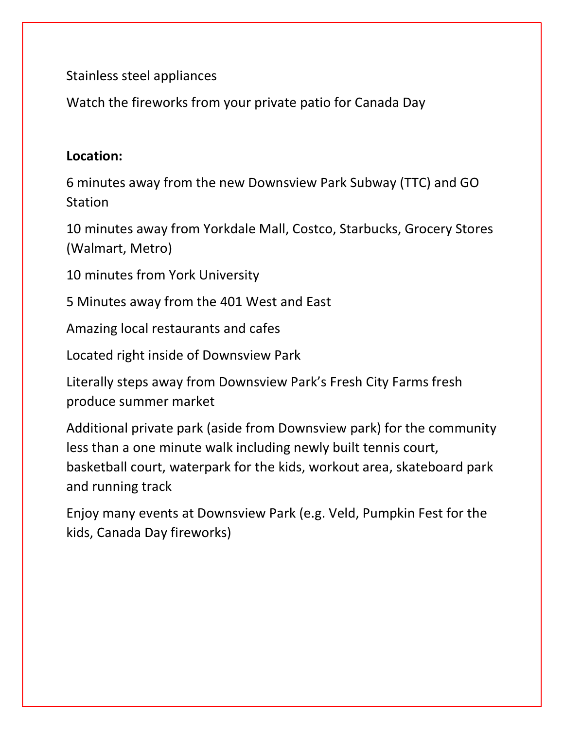Stainless steel appliances

Watch the fireworks from your private patio for Canada Day

**Location:**

6 minutes away from the new Downsview Park Subway (TTC) and GO Station

10 minutes away from Yorkdale Mall, Costco, Starbucks, Grocery Stores (Walmart, Metro)

10 minutes from York University

5 Minutes away from the 401 West and East

Amazing local restaurants and cafes

Located right inside of Downsview Park

Literally steps away from Downsview Park's Fresh City Farms fresh produce summer market

Additional private park (aside from Downsview park) for the community less than a one minute walk including newly built tennis court, basketball court, waterpark for the kids, workout area, skateboard park and running track

Enjoy many events at Downsview Park (e.g. Veld, Pumpkin Fest for the kids, Canada Day fireworks)